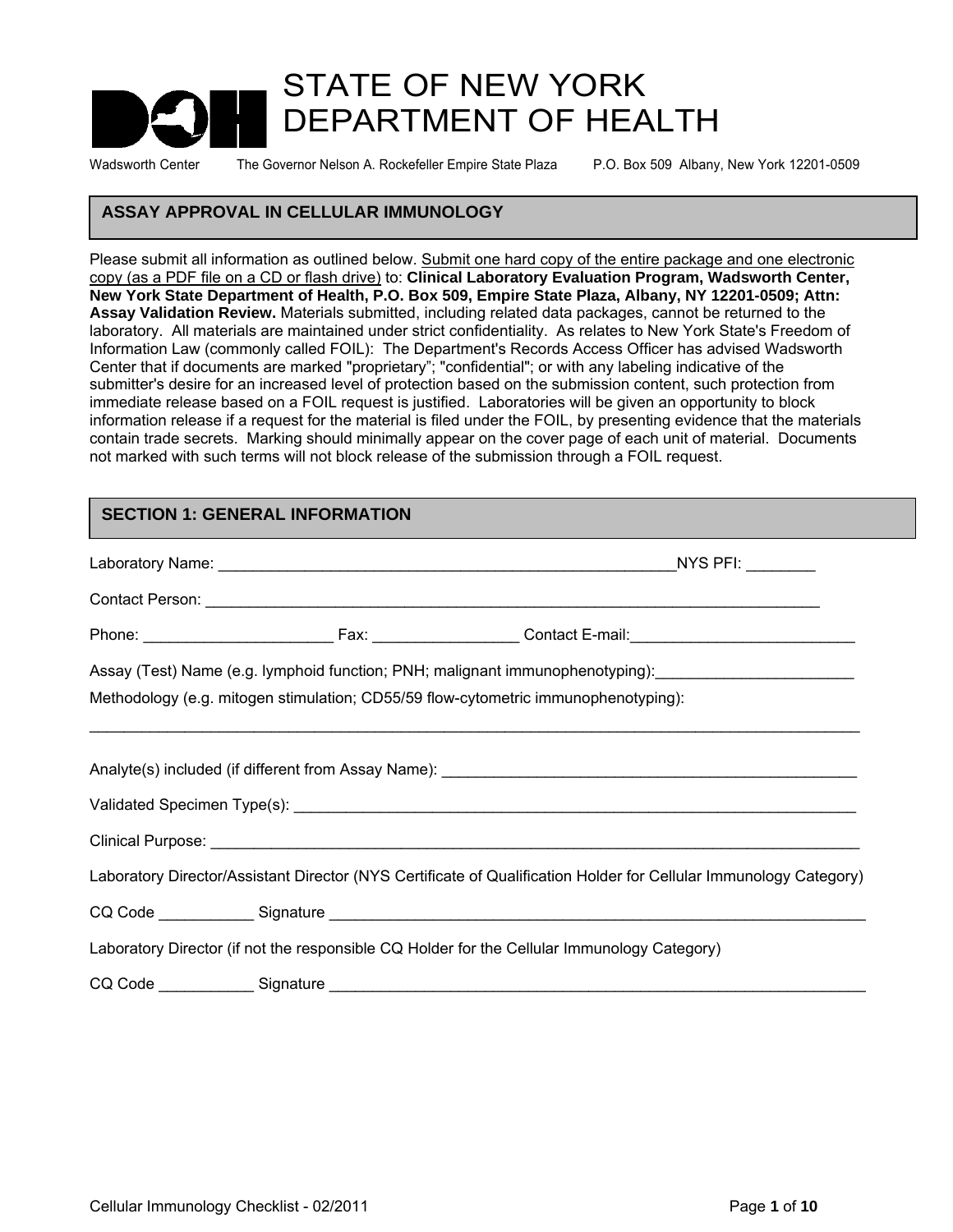# STATE OF NEW YORK DEPARTMENT OF HEALTH

Wadsworth Center    The Governor Nelson A. Rockefeller Empire State Plaza    P.O. Box 509 Albany, New York 12201-0509

## ASSAY APPROVAL IN CELLULAR IMMUNOLOGY

Please submit all information as outlined below. Submit one hard copy of the entire package and one electronic copy (as a PDF file on a CD or flash drive) to: **Clinical Laboratory Evaluation Program, Wadsworth Center, New York State Department of Health, P.O. Box 509, Empire State Plaza, Albany, NY 12201-0509; Attn: Assay Validation Review.** Materials submitted, including related data packages, cannot be returned to the laboratory. All materials are maintained under strict confidentiality. As relates to New York State's Freedom of Information Law (commonly called FOIL): The Department's Records Access Officer has advised Wadsworth Center that if documents are marked "proprietary"; "confidential"; or with any labeling indicative of the submitter's desire for an increased level of protection based on the submission content, such protection from immediate release based on a FOIL request is justified. Laboratories will be given an opportunity to block information release if a request for the material is filed under the FOIL, by presenting evidence that the materials contain trade secrets. Marking should minimally appear on the cover page of each unit of material. Documents not marked with such terms will not block release of the submission through a FOIL request.

## SECTION 1: GENERAL INFORMATION

Laboratory Name: ________________________________________________________NYS PFI: ________

Contact Person: ___________________________________________________________________________

Phone: ______________________ Fax: _________________ Contact E-mail:__________________________

Assay (Test) Name (e.g. lymphoid function; PNH; malignant immunophenotyping):_______________________

Methodology (e.g. mitogen stimulation; CD55/59 flow-cytometric immunophenotyping):

_______________________________________________________________________________________________

Analyte(s) included (if different from Assay Name): __________________________________________________

Validated Specimen Type(s): ______________________________________________________________________

Clinical Purpose: _________________________________________________________________________________

Laboratory Director/Assistant Director (NYS Certificate of Qualification Holder for Cellular Immunology Category)

CQ Code ___________ Signature ___________________________________________________________________

Laboratory Director (if not the responsible CQ Holder for the Cellular Immunology Category)

CQ Code ___________ Signature ___________________________________________________________________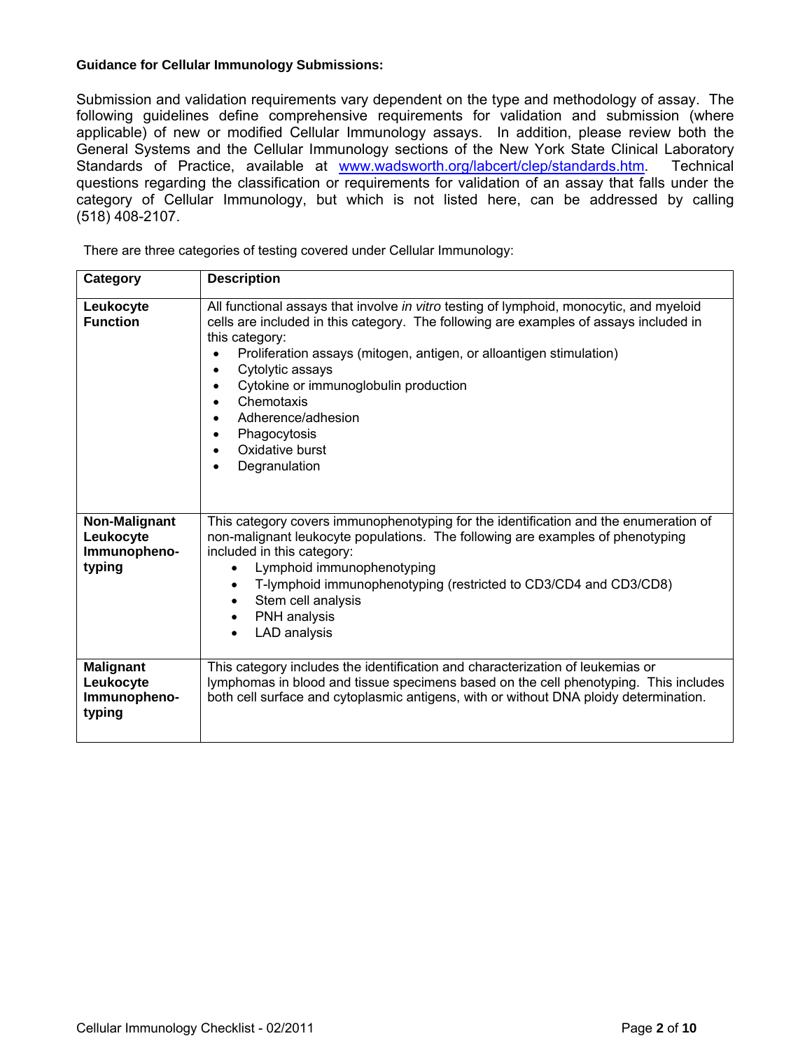**Guidance for Cellular Immunology Submissions:**

Submission and validation requirements vary dependent on the type and methodology of assay. The following guidelines define comprehensive requirements for validation and submission (where applicable) of new or modified Cellular Immunology assays. In addition, please review both the General Systems and the Cellular Immunology sections of the New York State Clinical Laboratory Standards of Practice, available at www.wadsworth.org/labcert/clep/standards.htm. Technical questions regarding the classification or requirements for validation of an assay that falls under the category of Cellular Immunology, but which is not listed here, can be addressed by calling (518) 408-2107.

There are three categories of testing covered under Cellular Immunology:

| Category | Description |
|---|---|
| **Leukocyte Function** | All functional assays that involve *in vitro* testing of lymphoid, monocytic, and myeloid cells are included in this category. The following are examples of assays included in this category:<br>• Proliferation assays (mitogen, antigen, or alloantigen stimulation)<br>• Cytolytic assays<br>• Cytokine or immunoglobulin production<br>• Chemotaxis<br>• Adherence/adhesion<br>• Phagocytosis<br>• Oxidative burst<br>• Degranulation |
| **Non-Malignant Leukocyte Immunopheno-typing** | This category covers immunophenotyping for the identification and the enumeration of non-malignant leukocyte populations. The following are examples of phenotyping included in this category:<br>• Lymphoid immunophenotyping<br>• T-lymphoid immunophenotyping (restricted to CD3/CD4 and CD3/CD8)<br>• Stem cell analysis<br>• PNH analysis<br>• LAD analysis |
| **Malignant Leukocyte Immunopheno-typing** | This category includes the identification and characterization of leukemias or lymphomas in blood and tissue specimens based on the cell phenotyping. This includes both cell surface and cytoplasmic antigens, with or without DNA ploidy determination. |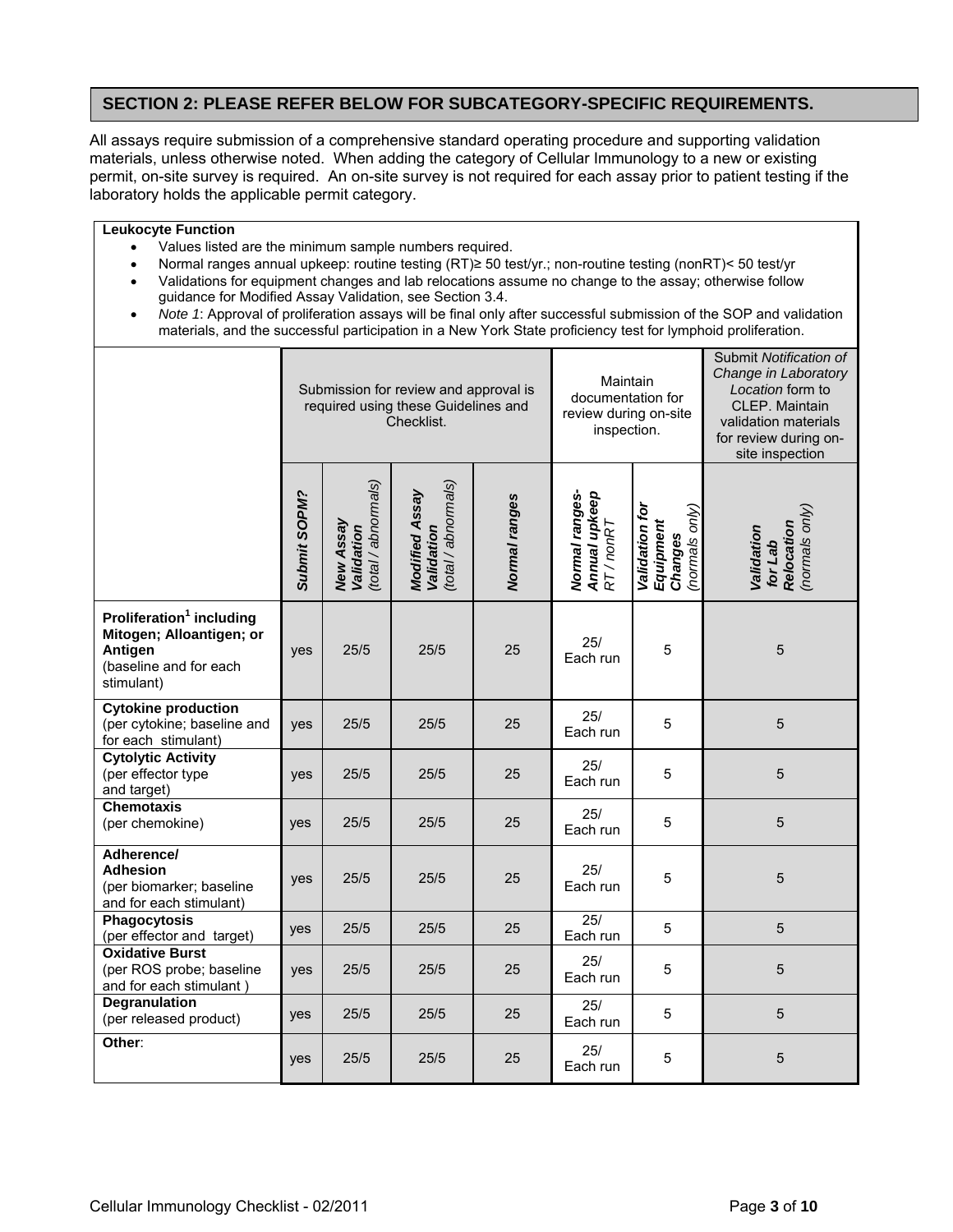## SECTION 2: PLEASE REFER BELOW FOR SUBCATEGORY-SPECIFIC REQUIREMENTS.

All assays require submission of a comprehensive standard operating procedure and supporting validation materials, unless otherwise noted. When adding the category of Cellular Immunology to a new or existing permit, on-site survey is required. An on-site survey is not required for each assay prior to patient testing if the laboratory holds the applicable permit category.

**Leukocyte Function**

- Values listed are the minimum sample numbers required.
- Normal ranges annual upkeep: routine testing (RT)≥ 50 test/yr.; non-routine testing (nonRT)< 50 test/yr
- Validations for equipment changes and lab relocations assume no change to the assay; otherwise follow guidance for Modified Assay Validation, see Section 3.4.
- *Note 1*: Approval of proliferation assays will be final only after successful submission of the SOP and validation materials, and the successful participation in a New York State proficiency test for lymphoid proliferation.

| | Submission for review and approval is required using these Guidelines and Checklist. | | | | Maintain documentation for review during on-site inspection. | | Submit *Notification of Change in Laboratory Location* form to CLEP. Maintain validation materials for review during on-site inspection |
|---|---|---|---|---|---|---|---|
| | ***Submit SOPM?*** | ***New Assay Validation** (total / abnormals)* | ***Modified Assay Validation** (total / abnormals)* | ***Normal ranges*** | ***Normal ranges- Annual upkeep** RT / nonRT* | ***Validation for Equipment Changes** (normals only)* | ***Validation for Lab Relocation** (normals only)* |
| **Proliferation[1] including Mitogen; Alloantigen; or Antigen** (baseline and for each stimulant) | yes | 25/5 | 25/5 | 25 | 25/ Each run | 5 | 5 |
| **Cytokine production** (per cytokine; baseline and for each stimulant) | yes | 25/5 | 25/5 | 25 | 25/ Each run | 5 | 5 |
| **Cytolytic Activity** (per effector type and target) | yes | 25/5 | 25/5 | 25 | 25/ Each run | 5 | 5 |
| **Chemotaxis** (per chemokine) | yes | 25/5 | 25/5 | 25 | 25/ Each run | 5 | 5 |
| **Adherence/ Adhesion** (per biomarker; baseline and for each stimulant) | yes | 25/5 | 25/5 | 25 | 25/ Each run | 5 | 5 |
| **Phagocytosis** (per effector and target) | yes | 25/5 | 25/5 | 25 | 25/ Each run | 5 | 5 |
| **Oxidative Burst** (per ROS probe; baseline and for each stimulant ) | yes | 25/5 | 25/5 | 25 | 25/ Each run | 5 | 5 |
| **Degranulation** (per released product) | yes | 25/5 | 25/5 | 25 | 25/ Each run | 5 | 5 |
| **Other**: | yes | 25/5 | 25/5 | 25 | 25/ Each run | 5 | 5 |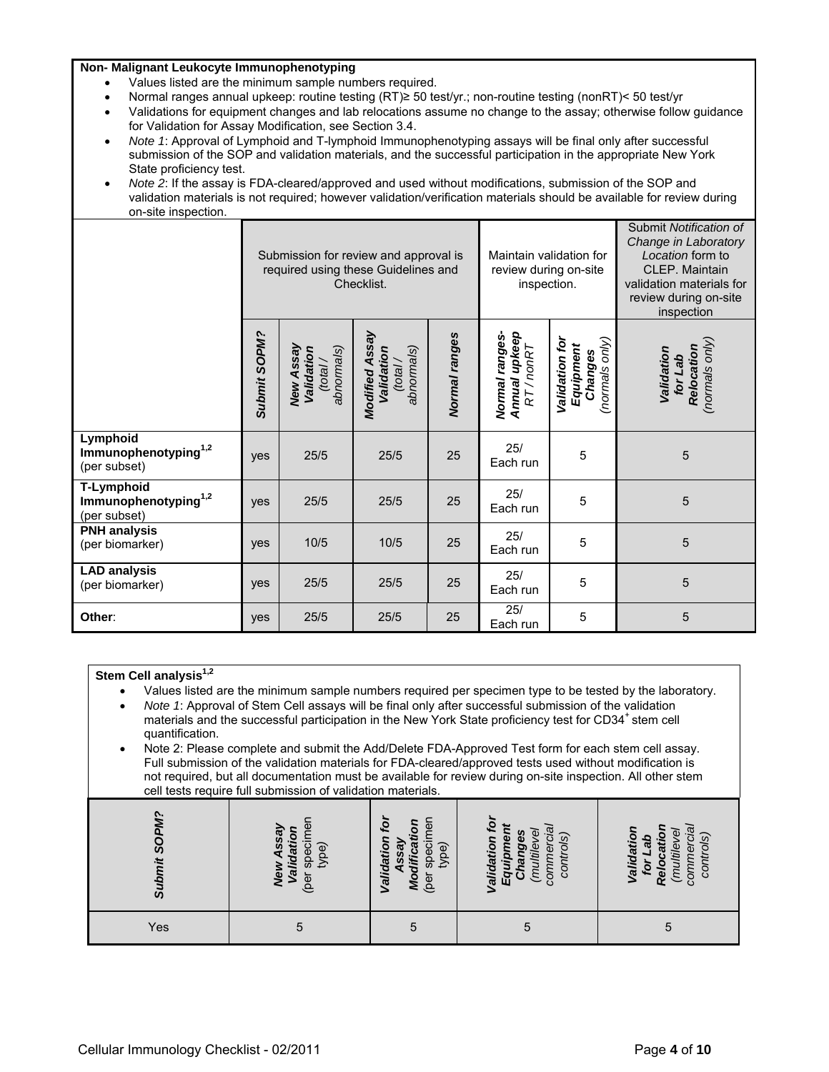**Non- Malignant Leukocyte Immunophenotyping**

- Values listed are the minimum sample numbers required.
- Normal ranges annual upkeep: routine testing (RT)≥ 50 test/yr.; non-routine testing (nonRT)< 50 test/yr
- Validations for equipment changes and lab relocations assume no change to the assay; otherwise follow guidance for Validation for Assay Modification, see Section 3.4.
- *Note 1*: Approval of Lymphoid and T-lymphoid Immunophenotyping assays will be final only after successful submission of the SOP and validation materials, and the successful participation in the appropriate New York State proficiency test.
- *Note 2*: If the assay is FDA-cleared/approved and used without modifications, submission of the SOP and validation materials is not required; however validation/verification materials should be available for review during on-site inspection.

| | Submission for review and approval is required using these Guidelines and Checklist. | | | | Maintain validation for review during on-site inspection. | | Submit *Notification of Change in Laboratory Location* form to CLEP. Maintain validation materials for review during on-site inspection |
|---|---|---|---|---|---|---|---|
| | ***Submit SOPM?*** | ***New Assay Validation*** *(total / abnormals)* | ***Modified Assay Validation*** *(total / abnormals)* | ***Normal ranges*** | ***Normal ranges- Annual upkeep*** *RT / nonRT* | ***Validation for Equipment Changes*** *(normals only)* | ***Validation for Lab Relocation*** *(normals only)* |
| **Lymphoid Immunophenotyping**[1,2] (per subset) | yes | 25/5 | 25/5 | 25 | 25/ Each run | 5 | 5 |
| **T-Lymphoid Immunophenotyping**[1,2] (per subset) | yes | 25/5 | 25/5 | 25 | 25/ Each run | 5 | 5 |
| **PNH analysis** (per biomarker) | yes | 10/5 | 10/5 | 25 | 25/ Each run | 5 | 5 |
| **LAD analysis** (per biomarker) | yes | 25/5 | 25/5 | 25 | 25/ Each run | 5 | 5 |
| **Other**: | yes | 25/5 | 25/5 | 25 | 25/ Each run | 5 | 5 |

**Stem Cell analysis**[1,2]

- Values listed are the minimum sample numbers required per specimen type to be tested by the laboratory.
- *Note 1*: Approval of Stem Cell assays will be final only after successful submission of the validation materials and the successful participation in the New York State proficiency test for $CD34^+$ stem cell quantification.
- Note 2: Please complete and submit the Add/Delete FDA-Approved Test form for each stem cell assay. Full submission of the validation materials for FDA-cleared/approved tests used without modification is not required, but all documentation must be available for review during on-site inspection. All other stem cell tests require full submission of validation materials.

| ***Submit SOPM?*** | ***New Assay Validation*** (per specimen type) | ***Validation for Assay Modification*** (per specimen type) | ***Validation for Equipment Changes*** *(multilevel commercial controls)* | ***Validation for Lab Relocation*** *(multilevel commercial controls)* |
|---|---|---|---|---|
| Yes | 5 | 5 | 5 | 5 |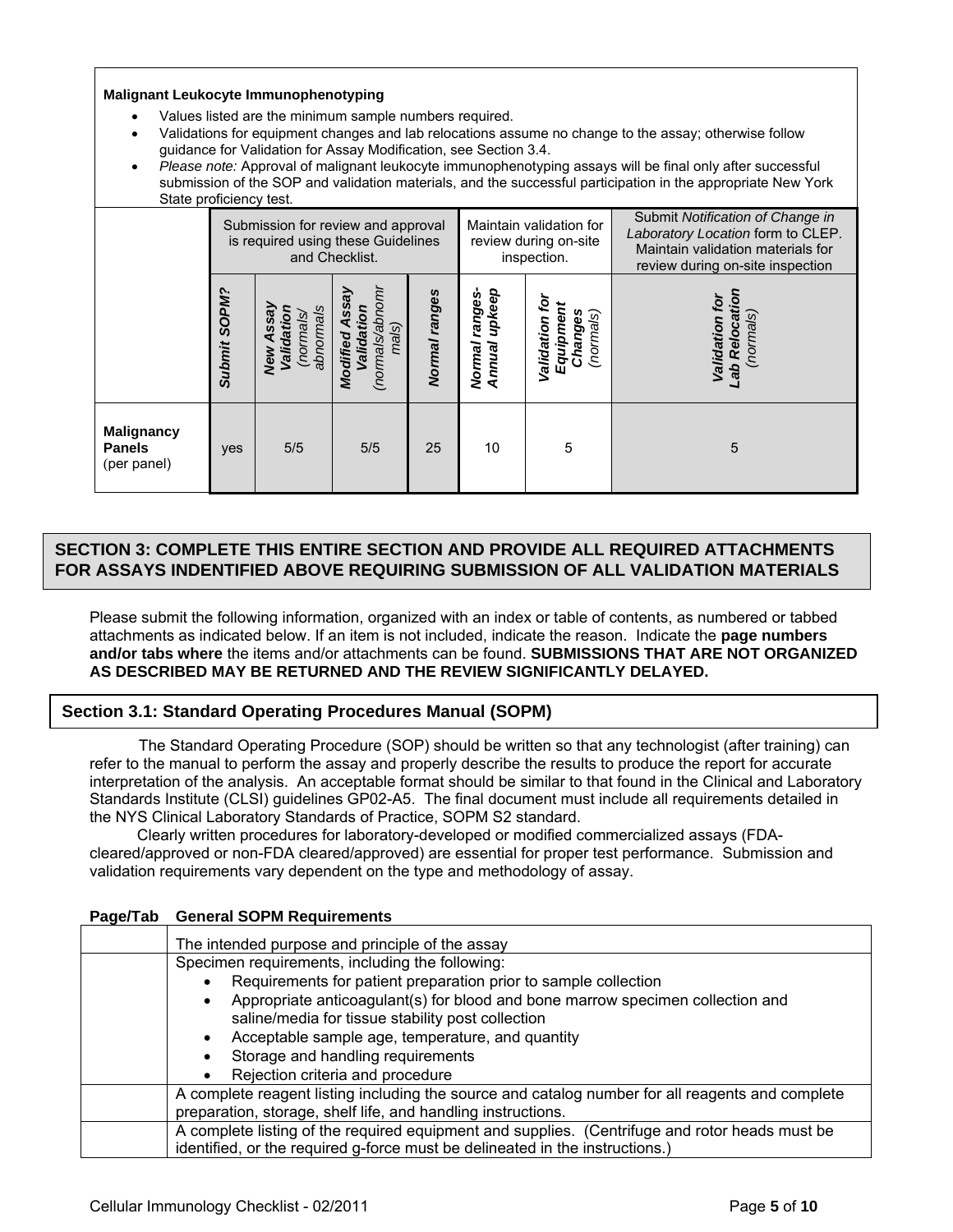**Malignant Leukocyte Immunophenotyping**

- Values listed are the minimum sample numbers required.
- Validations for equipment changes and lab relocations assume no change to the assay; otherwise follow guidance for Validation for Assay Modification, see Section 3.4.
- *Please note:* Approval of malignant leukocyte immunophenotyping assays will be final only after successful submission of the SOP and validation materials, and the successful participation in the appropriate New York State proficiency test.

| | Submission for review and approval is required using these Guidelines and Checklist. | | | | Maintain validation for review during on-site inspection. | | Submit *Notification of Change in Laboratory Location* form to CLEP. Maintain validation materials for review during on-site inspection |
|---|---|---|---|---|---|---|---|
| | ***Submit SOPM?*** | ***New Assay Validation*** *(normals/ abnormals* | ***Modified Assay Validation*** *(normals/abnormals)* | ***Normal ranges*** | ***Normal ranges-Annual upkeep*** | ***Validation for Equipment Changes*** *(normals)* | ***Validation for Lab Relocation*** *(normals)* |
| **Malignancy Panels** (per panel) | yes | 5/5 | 5/5 | 25 | 10 | 5 | 5 |

## SECTION 3: COMPLETE THIS ENTIRE SECTION AND PROVIDE ALL REQUIRED ATTACHMENTS FOR ASSAYS INDENTIFIED ABOVE REQUIRING SUBMISSION OF ALL VALIDATION MATERIALS

Please submit the following information, organized with an index or table of contents, as numbered or tabbed attachments as indicated below. If an item is not included, indicate the reason. Indicate the **page numbers and/or tabs where** the items and/or attachments can be found. **SUBMISSIONS THAT ARE NOT ORGANIZED AS DESCRIBED MAY BE RETURNED AND THE REVIEW SIGNIFICANTLY DELAYED.**

### Section 3.1: Standard Operating Procedures Manual (SOPM)

The Standard Operating Procedure (SOP) should be written so that any technologist (after training) can refer to the manual to perform the assay and properly describe the results to produce the report for accurate interpretation of the analysis. An acceptable format should be similar to that found in the Clinical and Laboratory Standards Institute (CLSI) guidelines GP02-A5. The final document must include all requirements detailed in the NYS Clinical Laboratory Standards of Practice, SOPM S2 standard.

Clearly written procedures for laboratory-developed or modified commercialized assays (FDA-cleared/approved or non-FDA cleared/approved) are essential for proper test performance. Submission and validation requirements vary dependent on the type and methodology of assay.

| Page/Tab | General SOPM Requirements |
|---|---|
| | The intended purpose and principle of the assay |
| | Specimen requirements, including the following:<br>• Requirements for patient preparation prior to sample collection<br>• Appropriate anticoagulant(s) for blood and bone marrow specimen collection and saline/media for tissue stability post collection<br>• Acceptable sample age, temperature, and quantity<br>• Storage and handling requirements<br>• Rejection criteria and procedure |
| | A complete reagent listing including the source and catalog number for all reagents and complete preparation, storage, shelf life, and handling instructions. |
| | A complete listing of the required equipment and supplies. (Centrifuge and rotor heads must be identified, or the required g-force must be delineated in the instructions.) |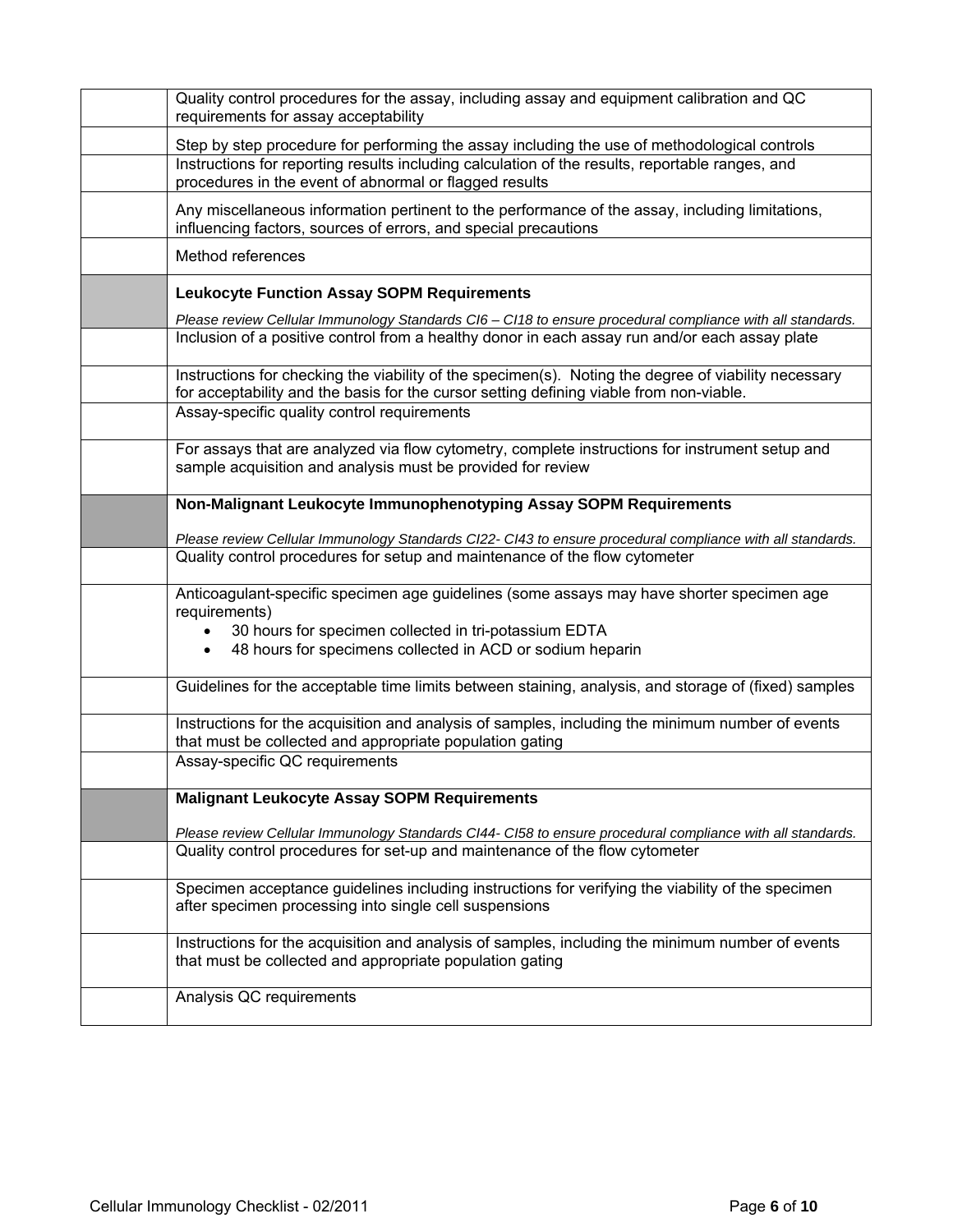| | |
|---|---|
| | Quality control procedures for the assay, including assay and equipment calibration and QC requirements for assay acceptability |
| | Step by step procedure for performing the assay including the use of methodological controls |
| | Instructions for reporting results including calculation of the results, reportable ranges, and procedures in the event of abnormal or flagged results |
| | Any miscellaneous information pertinent to the performance of the assay, including limitations, influencing factors, sources of errors, and special precautions |
| | Method references |
| | **Leukocyte Function Assay SOPM Requirements** <br> *Please review Cellular Immunology Standards CI6 – CI18 to ensure procedural compliance with all standards.* |
| | Inclusion of a positive control from a healthy donor in each assay run and/or each assay plate |
| | Instructions for checking the viability of the specimen(s). Noting the degree of viability necessary for acceptability and the basis for the cursor setting defining viable from non-viable. |
| | Assay-specific quality control requirements |
| | For assays that are analyzed via flow cytometry, complete instructions for instrument setup and sample acquisition and analysis must be provided for review |
| | **Non-Malignant Leukocyte Immunophenotyping Assay SOPM Requirements** <br> *Please review Cellular Immunology Standards CI22- CI43 to ensure procedural compliance with all standards.* |
| | Quality control procedures for setup and maintenance of the flow cytometer |
| | Anticoagulant-specific specimen age guidelines (some assays may have shorter specimen age requirements) <br> • 30 hours for specimen collected in tri-potassium EDTA <br> • 48 hours for specimens collected in ACD or sodium heparin |
| | Guidelines for the acceptable time limits between staining, analysis, and storage of (fixed) samples |
| | Instructions for the acquisition and analysis of samples, including the minimum number of events that must be collected and appropriate population gating |
| | Assay-specific QC requirements |
| | **Malignant Leukocyte Assay SOPM Requirements** <br> *Please review Cellular Immunology Standards CI44- CI58 to ensure procedural compliance with all standards.* |
| | Quality control procedures for set-up and maintenance of the flow cytometer |
| | Specimen acceptance guidelines including instructions for verifying the viability of the specimen after specimen processing into single cell suspensions |
| | Instructions for the acquisition and analysis of samples, including the minimum number of events that must be collected and appropriate population gating |
| | Analysis QC requirements |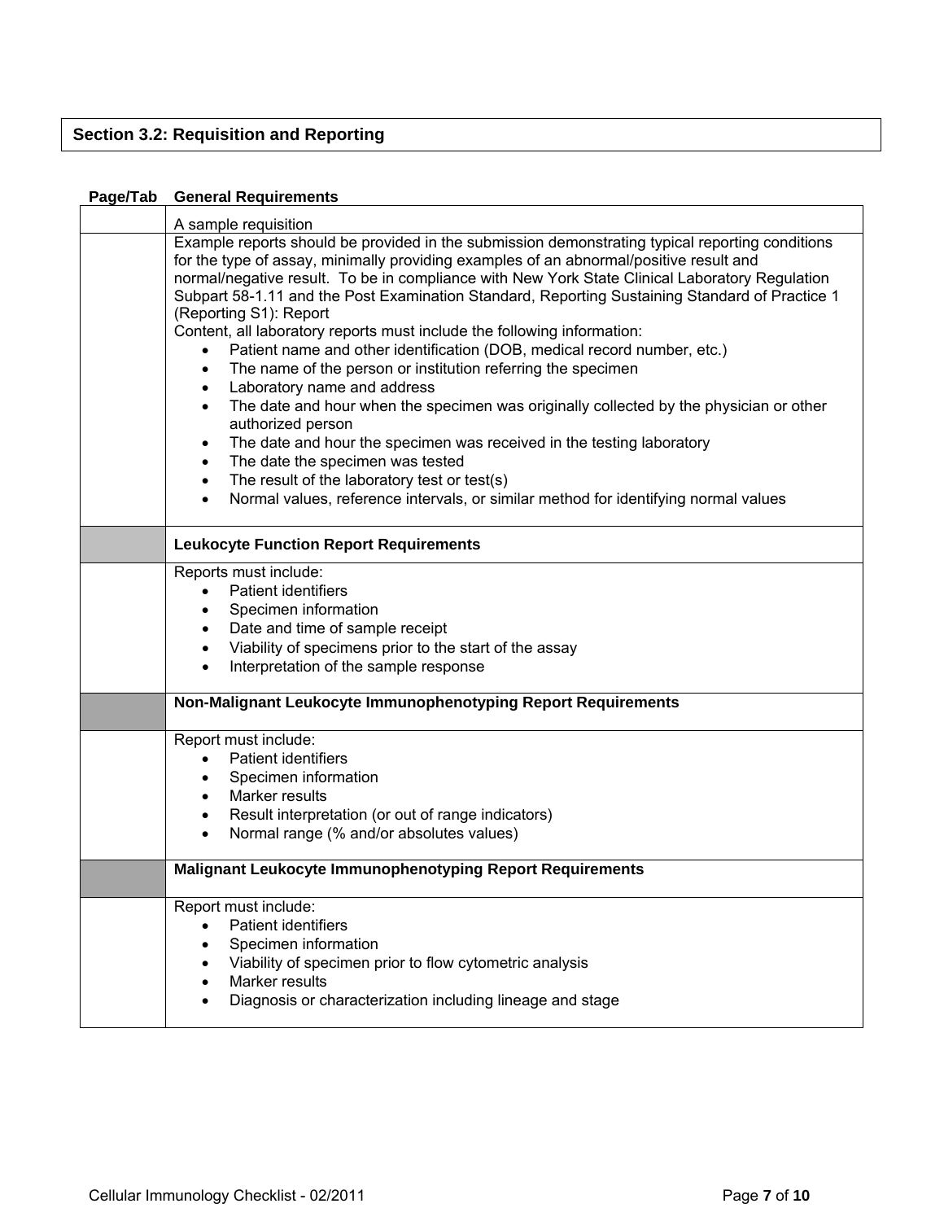## Section 3.2: Requisition and Reporting

| Page/Tab | General Requirements |
|---|---|
| | A sample requisition |
| | Example reports should be provided in the submission demonstrating typical reporting conditions for the type of assay, minimally providing examples of an abnormal/positive result and normal/negative result. To be in compliance with New York State Clinical Laboratory Regulation Subpart 58-1.11 and the Post Examination Standard, Reporting Sustaining Standard of Practice 1 (Reporting S1): Report<br>Content, all laboratory reports must include the following information:<br>• Patient name and other identification (DOB, medical record number, etc.)<br>• The name of the person or institution referring the specimen<br>• Laboratory name and address<br>• The date and hour when the specimen was originally collected by the physician or other authorized person<br>• The date and hour the specimen was received in the testing laboratory<br>• The date the specimen was tested<br>• The result of the laboratory test or test(s)<br>• Normal values, reference intervals, or similar method for identifying normal values |
| | **Leukocyte Function Report Requirements** |
| | Reports must include:<br>• Patient identifiers<br>• Specimen information<br>• Date and time of sample receipt<br>• Viability of specimens prior to the start of the assay<br>• Interpretation of the sample response |
| | **Non-Malignant Leukocyte Immunophenotyping Report Requirements** |
| | Report must include:<br>• Patient identifiers<br>• Specimen information<br>• Marker results<br>• Result interpretation (or out of range indicators)<br>• Normal range (% and/or absolutes values) |
| | **Malignant Leukocyte Immunophenotyping Report Requirements** |
| | Report must include:<br>• Patient identifiers<br>• Specimen information<br>• Viability of specimen prior to flow cytometric analysis<br>• Marker results<br>• Diagnosis or characterization including lineage and stage |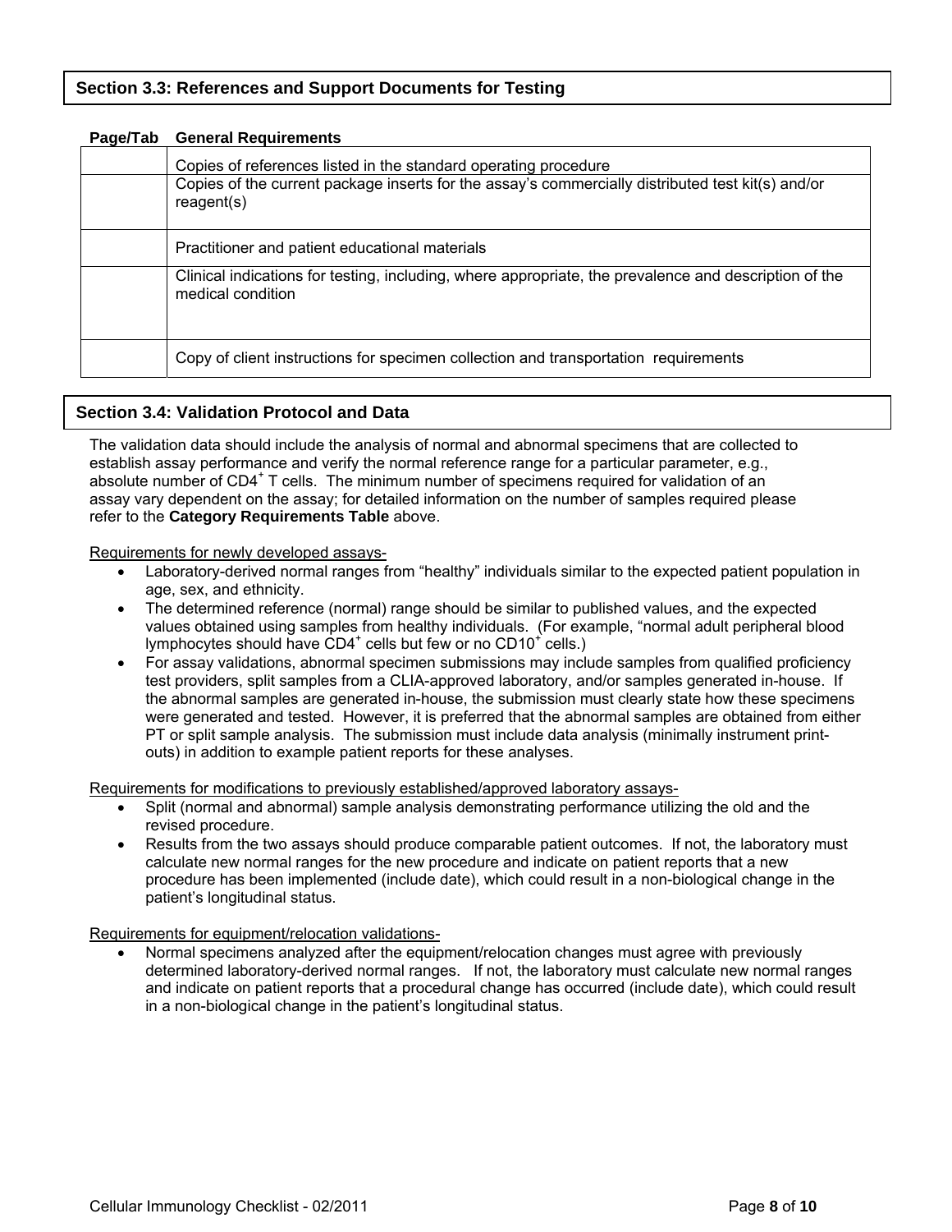## Section 3.3: References and Support Documents for Testing

| Page/Tab | General Requirements |
|---|---|
| | Copies of references listed in the standard operating procedure |
| | Copies of the current package inserts for the assay's commercially distributed test kit(s) and/or reagent(s) |
| | Practitioner and patient educational materials |
| | Clinical indications for testing, including, where appropriate, the prevalence and description of the medical condition |
| | Copy of client instructions for specimen collection and transportation requirements |

## Section 3.4: Validation Protocol and Data

The validation data should include the analysis of normal and abnormal specimens that are collected to establish assay performance and verify the normal reference range for a particular parameter, e.g., absolute number of $CD4^+$ T cells. The minimum number of specimens required for validation of an assay vary dependent on the assay; for detailed information on the number of samples required please refer to the **Category Requirements Table** above.

Requirements for newly developed assays-

- Laboratory-derived normal ranges from "healthy" individuals similar to the expected patient population in age, sex, and ethnicity.
- The determined reference (normal) range should be similar to published values, and the expected values obtained using samples from healthy individuals. (For example, "normal adult peripheral blood lymphocytes should have $CD4^+$ cells but few or no $CD10^+$ cells.)
- For assay validations, abnormal specimen submissions may include samples from qualified proficiency test providers, split samples from a CLIA-approved laboratory, and/or samples generated in-house. If the abnormal samples are generated in-house, the submission must clearly state how these specimens were generated and tested. However, it is preferred that the abnormal samples are obtained from either PT or split sample analysis. The submission must include data analysis (minimally instrument print-outs) in addition to example patient reports for these analyses.

Requirements for modifications to previously established/approved laboratory assays-

- Split (normal and abnormal) sample analysis demonstrating performance utilizing the old and the revised procedure.
- Results from the two assays should produce comparable patient outcomes. If not, the laboratory must calculate new normal ranges for the new procedure and indicate on patient reports that a new procedure has been implemented (include date), which could result in a non-biological change in the patient's longitudinal status.

Requirements for equipment/relocation validations-

- Normal specimens analyzed after the equipment/relocation changes must agree with previously determined laboratory-derived normal ranges. If not, the laboratory must calculate new normal ranges and indicate on patient reports that a procedural change has occurred (include date), which could result in a non-biological change in the patient's longitudinal status.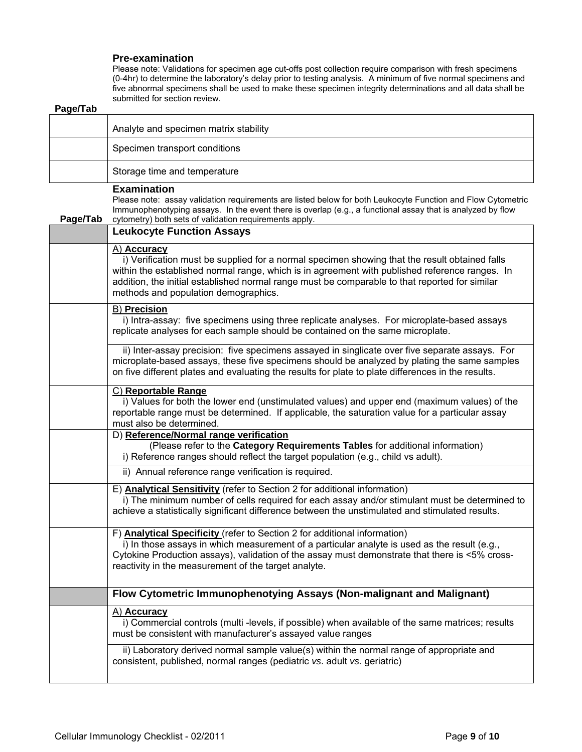## Pre-examination

Please note: Validations for specimen age cut-offs post collection require comparison with fresh specimens (0-4hr) to determine the laboratory's delay prior to testing analysis. A minimum of five normal specimens and five abnormal specimens shall be used to make these specimen integrity determinations and all data shall be submitted for section review.

| Page/Tab | |
|---|---|
| | Analyte and specimen matrix stability |
| | Specimen transport conditions |
| | Storage time and temperature |

## Examination

Please note: assay validation requirements are listed below for both Leukocyte Function and Flow Cytometric Immunophenotyping assays. In the event there is overlap (e.g., a functional assay that is analyzed by flow cytometry) both sets of validation requirements apply.

| Page/Tab | |
|---|---|
| | **Leukocyte Function Assays** |
| | A) **Accuracy**<br>i) Verification must be supplied for a normal specimen showing that the result obtained falls within the established normal range, which is in agreement with published reference ranges. In addition, the initial established normal range must be comparable to that reported for similar methods and population demographics. |
| | B) **Precision**<br>i) Intra-assay: five specimens using three replicate analyses. For microplate-based assays replicate analyses for each sample should be contained on the same microplate. |
| | ii) Inter-assay precision: five specimens assayed in singlicate over five separate assays. For microplate-based assays, these five specimens should be analyzed by plating the same samples on five different plates and evaluating the results for plate to plate differences in the results. |
| | C) **Reportable Range**<br>i) Values for both the lower end (unstimulated values) and upper end (maximum values) of the reportable range must be determined. If applicable, the saturation value for a particular assay must also be determined. |
| | D) **Reference/Normal range verification**<br>(Please refer to the **Category Requirements Tables** for additional information)<br>i) Reference ranges should reflect the target population (e.g., child vs adult). |
| | ii) Annual reference range verification is required. |
| | E) **Analytical Sensitivity** (refer to Section 2 for additional information)<br>i) The minimum number of cells required for each assay and/or stimulant must be determined to achieve a statistically significant difference between the unstimulated and stimulated results. |
| | F) **Analytical Specificity** (refer to Section 2 for additional information)<br>i) In those assays in which measurement of a particular analyte is used as the result (e.g., Cytokine Production assays), validation of the assay must demonstrate that there is <5% cross-reactivity in the measurement of the target analyte. |
| | **Flow Cytometric Immunophenotying Assays (Non-malignant and Malignant)** |
| | A) **Accuracy**<br>i) Commercial controls (multi -levels, if possible) when available of the same matrices; results must be consistent with manufacturer's assayed value ranges |
| | ii) Laboratory derived normal sample value(s) within the normal range of appropriate and consistent, published, normal ranges (pediatric *vs*. adult *vs.* geriatric) |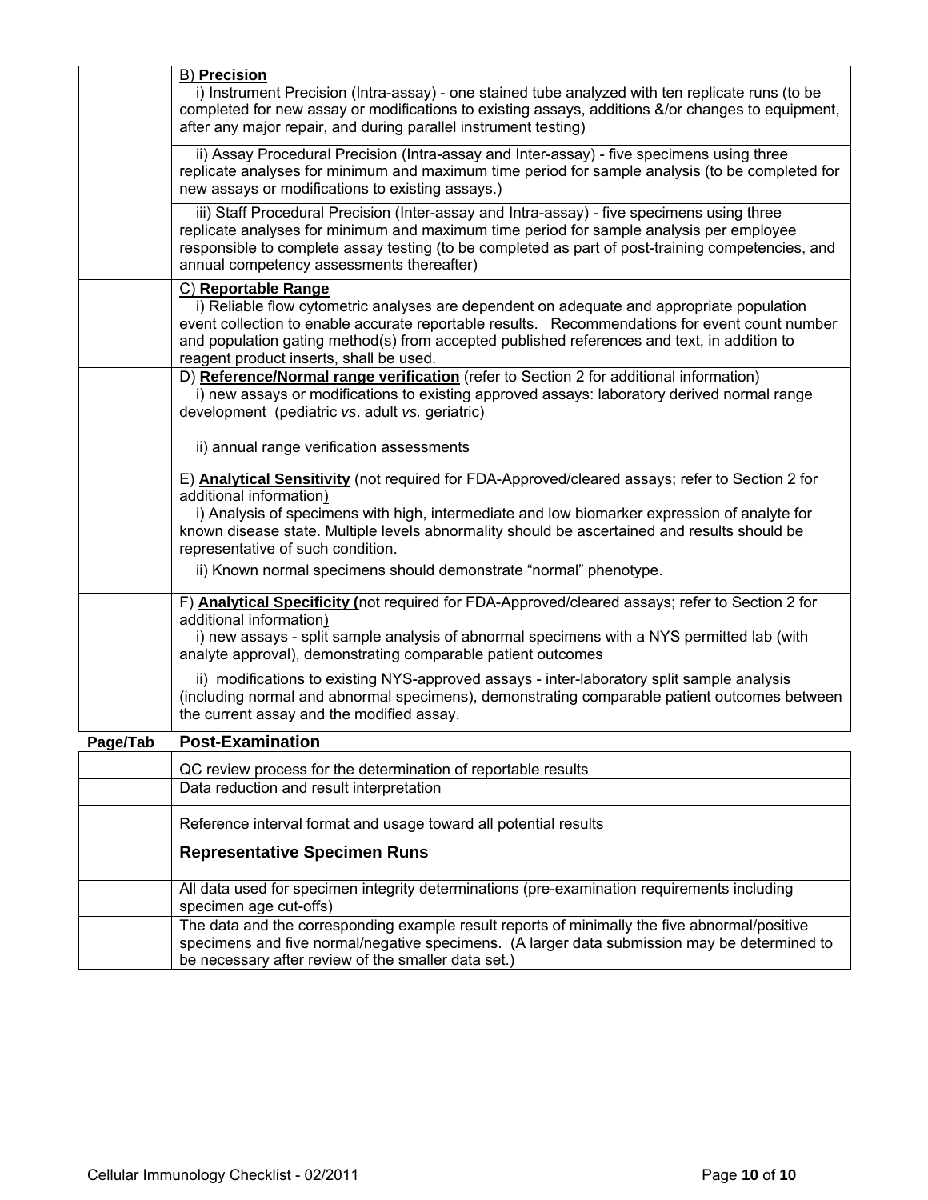| | |
|---|---|
| | B) **Precision**<br>i) Instrument Precision (Intra-assay) - one stained tube analyzed with ten replicate runs (to be completed for new assay or modifications to existing assays, additions &/or changes to equipment, after any major repair, and during parallel instrument testing) |
| | ii) Assay Procedural Precision (Intra-assay and Inter-assay) - five specimens using three replicate analyses for minimum and maximum time period for sample analysis (to be completed for new assays or modifications to existing assays.) |
| | iii) Staff Procedural Precision (Inter-assay and Intra-assay) - five specimens using three replicate analyses for minimum and maximum time period for sample analysis per employee responsible to complete assay testing (to be completed as part of post-training competencies, and annual competency assessments thereafter) |
| | C) **Reportable Range**<br>i) Reliable flow cytometric analyses are dependent on adequate and appropriate population event collection to enable accurate reportable results. Recommendations for event count number and population gating method(s) from accepted published references and text, in addition to reagent product inserts, shall be used. |
| | D) **Reference/Normal range verification** (refer to Section 2 for additional information)<br>i) new assays or modifications to existing approved assays: laboratory derived normal range development (pediatric *vs*. adult *vs.* geriatric) |
| | ii) annual range verification assessments |
| | E) **Analytical Sensitivity** (not required for FDA-Approved/cleared assays; refer to Section 2 for additional information)<br>i) Analysis of specimens with high, intermediate and low biomarker expression of analyte for known disease state. Multiple levels abnormality should be ascertained and results should be representative of such condition. |
| | ii) Known normal specimens should demonstrate "normal" phenotype. |
| | F) **Analytical Specificity (**not required for FDA-Approved/cleared assays; refer to Section 2 for additional information)<br>i) new assays - split sample analysis of abnormal specimens with a NYS permitted lab (with analyte approval), demonstrating comparable patient outcomes |
| | ii) modifications to existing NYS-approved assays - inter-laboratory split sample analysis (including normal and abnormal specimens), demonstrating comparable patient outcomes between the current assay and the modified assay. |

| Page/Tab | Post-Examination |
|---|---|
| | QC review process for the determination of reportable results |
| | Data reduction and result interpretation |
| | Reference interval format and usage toward all potential results |
| | **Representative Specimen Runs** |
| | All data used for specimen integrity determinations (pre-examination requirements including specimen age cut-offs) |
| | The data and the corresponding example result reports of minimally the five abnormal/positive specimens and five normal/negative specimens. (A larger data submission may be determined to be necessary after review of the smaller data set.) |

Cellular Immunology Checklist - 02/2011